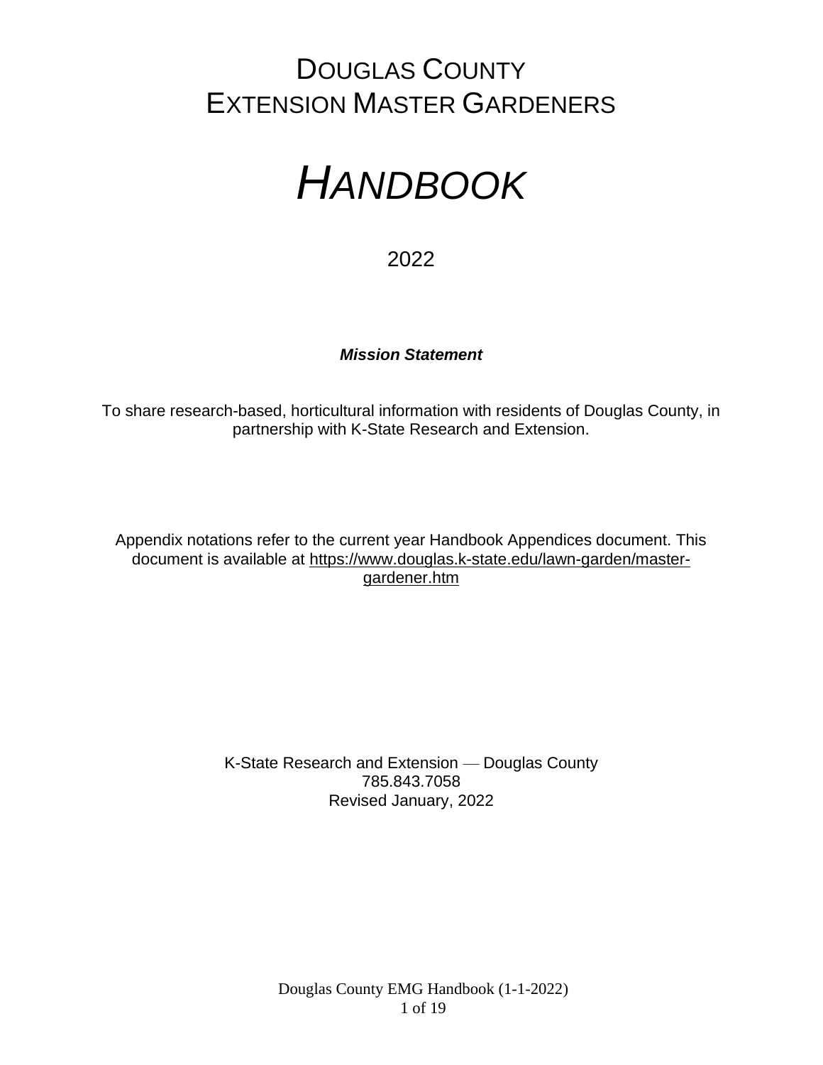# DOUGLAS COUNTY EXTENSION MASTER GARDENERS

# *HANDBOOK*

2022

***Mission Statement***

To share research-based, horticultural information with residents of Douglas County, in partnership with K-State Research and Extension.

Appendix notations refer to the current year Handbook Appendices document. This document is available at https://www.douglas.k-state.edu/lawn-garden/master-gardener.htm

K-State Research and Extension — Douglas County
785.843.7058
Revised January, 2022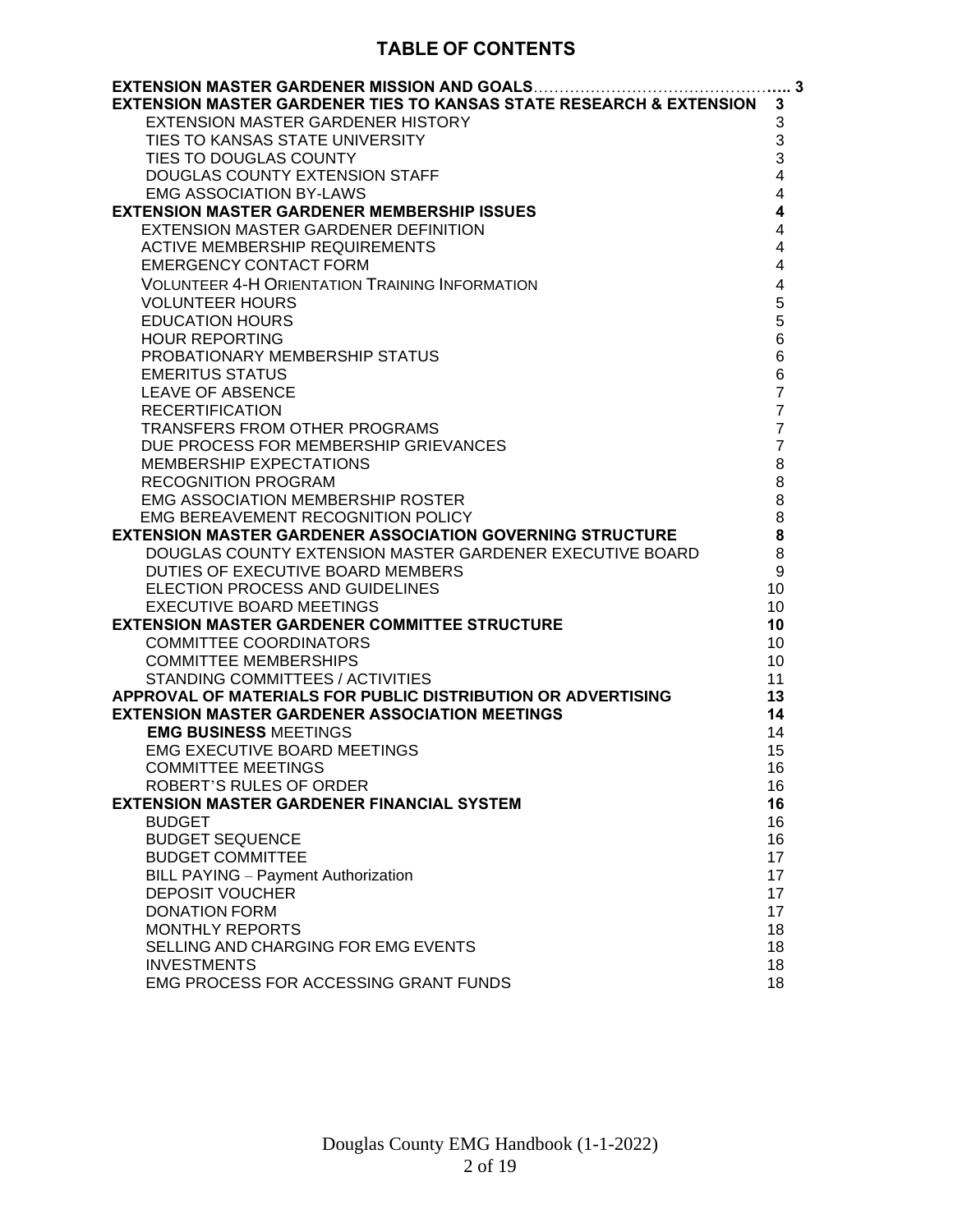# TABLE OF CONTENTS

| | |
|---|---|
| **EXTENSION MASTER GARDENER MISSION AND GOALS** | **3** |
| **EXTENSION MASTER GARDENER TIES TO KANSAS STATE RESEARCH & EXTENSION** | **3** |
| EXTENSION MASTER GARDENER HISTORY | 3 |
| TIES TO KANSAS STATE UNIVERSITY | 3 |
| TIES TO DOUGLAS COUNTY | 3 |
| DOUGLAS COUNTY EXTENSION STAFF | 4 |
| EMG ASSOCIATION BY-LAWS | 4 |
| **EXTENSION MASTER GARDENER MEMBERSHIP ISSUES** | **4** |
| EXTENSION MASTER GARDENER DEFINITION | 4 |
| ACTIVE MEMBERSHIP REQUIREMENTS | 4 |
| EMERGENCY CONTACT FORM | 4 |
| VOLUNTEER 4-H ORIENTATION TRAINING INFORMATION | 4 |
| VOLUNTEER HOURS | 5 |
| EDUCATION HOURS | 5 |
| HOUR REPORTING | 6 |
| PROBATIONARY MEMBERSHIP STATUS | 6 |
| EMERITUS STATUS | 6 |
| LEAVE OF ABSENCE | 7 |
| RECERTIFICATION | 7 |
| TRANSFERS FROM OTHER PROGRAMS | 7 |
| DUE PROCESS FOR MEMBERSHIP GRIEVANCES | 7 |
| MEMBERSHIP EXPECTATIONS | 8 |
| RECOGNITION PROGRAM | 8 |
| EMG ASSOCIATION MEMBERSHIP ROSTER | 8 |
| EMG BEREAVEMENT RECOGNITION POLICY | 8 |
| **EXTENSION MASTER GARDENER ASSOCIATION GOVERNING STRUCTURE** | **8** |
| DOUGLAS COUNTY EXTENSION MASTER GARDENER EXECUTIVE BOARD | 8 |
| DUTIES OF EXECUTIVE BOARD MEMBERS | 9 |
| ELECTION PROCESS AND GUIDELINES | 10 |
| EXECUTIVE BOARD MEETINGS | 10 |
| **EXTENSION MASTER GARDENER COMMITTEE STRUCTURE** | **10** |
| COMMITTEE COORDINATORS | 10 |
| COMMITTEE MEMBERSHIPS | 10 |
| STANDING COMMITTEES / ACTIVITIES | 11 |
| **APPROVAL OF MATERIALS FOR PUBLIC DISTRIBUTION OR ADVERTISING** | **13** |
| **EXTENSION MASTER GARDENER ASSOCIATION MEETINGS** | **14** |
| **EMG BUSINESS** MEETINGS | 14 |
| EMG EXECUTIVE BOARD MEETINGS | 15 |
| COMMITTEE MEETINGS | 16 |
| ROBERT'S RULES OF ORDER | 16 |
| **EXTENSION MASTER GARDENER FINANCIAL SYSTEM** | **16** |
| BUDGET | 16 |
| BUDGET SEQUENCE | 16 |
| BUDGET COMMITTEE | 17 |
| BILL PAYING – Payment Authorization | 17 |
| DEPOSIT VOUCHER | 17 |
| DONATION FORM | 17 |
| MONTHLY REPORTS | 18 |
| SELLING AND CHARGING FOR EMG EVENTS | 18 |
| INVESTMENTS | 18 |
| EMG PROCESS FOR ACCESSING GRANT FUNDS | 18 |

Douglas County EMG Handbook (1-1-2022)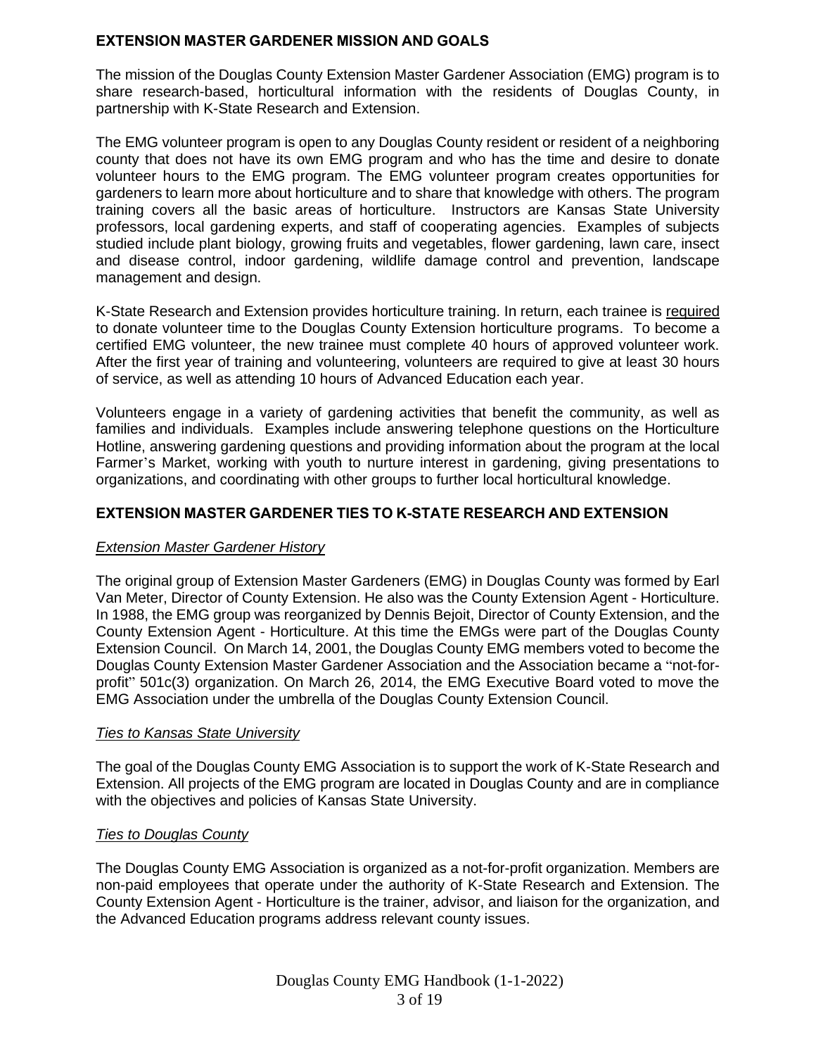## EXTENSION MASTER GARDENER MISSION AND GOALS

The mission of the Douglas County Extension Master Gardener Association (EMG) program is to share research-based, horticultural information with the residents of Douglas County, in partnership with K-State Research and Extension.

The EMG volunteer program is open to any Douglas County resident or resident of a neighboring county that does not have its own EMG program and who has the time and desire to donate volunteer hours to the EMG program. The EMG volunteer program creates opportunities for gardeners to learn more about horticulture and to share that knowledge with others. The program training covers all the basic areas of horticulture. Instructors are Kansas State University professors, local gardening experts, and staff of cooperating agencies. Examples of subjects studied include plant biology, growing fruits and vegetables, flower gardening, lawn care, insect and disease control, indoor gardening, wildlife damage control and prevention, landscape management and design.

K-State Research and Extension provides horticulture training. In return, each trainee is <u>required</u> to donate volunteer time to the Douglas County Extension horticulture programs. To become a certified EMG volunteer, the new trainee must complete 40 hours of approved volunteer work. After the first year of training and volunteering, volunteers are required to give at least 30 hours of service, as well as attending 10 hours of Advanced Education each year.

Volunteers engage in a variety of gardening activities that benefit the community, as well as families and individuals. Examples include answering telephone questions on the Horticulture Hotline, answering gardening questions and providing information about the program at the local Farmer's Market, working with youth to nurture interest in gardening, giving presentations to organizations, and coordinating with other groups to further local horticultural knowledge.

## EXTENSION MASTER GARDENER TIES TO K-STATE RESEARCH AND EXTENSION

### *Extension Master Gardener History*

The original group of Extension Master Gardeners (EMG) in Douglas County was formed by Earl Van Meter, Director of County Extension. He also was the County Extension Agent - Horticulture. In 1988, the EMG group was reorganized by Dennis Bejoit, Director of County Extension, and the County Extension Agent - Horticulture. At this time the EMGs were part of the Douglas County Extension Council. On March 14, 2001, the Douglas County EMG members voted to become the Douglas County Extension Master Gardener Association and the Association became a "not-for-profit" 501c(3) organization. On March 26, 2014, the EMG Executive Board voted to move the EMG Association under the umbrella of the Douglas County Extension Council.

### *Ties to Kansas State University*

The goal of the Douglas County EMG Association is to support the work of K-State Research and Extension. All projects of the EMG program are located in Douglas County and are in compliance with the objectives and policies of Kansas State University.

### *Ties to Douglas County*

The Douglas County EMG Association is organized as a not-for-profit organization. Members are non-paid employees that operate under the authority of K-State Research and Extension. The County Extension Agent - Horticulture is the trainer, advisor, and liaison for the organization, and the Advanced Education programs address relevant county issues.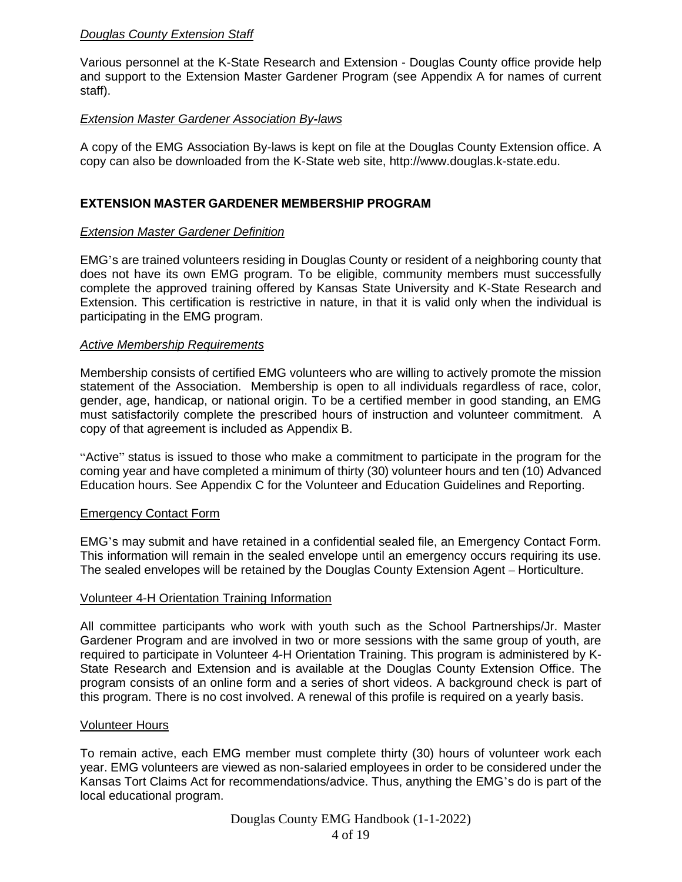*Douglas County Extension Staff*

Various personnel at the K-State Research and Extension - Douglas County office provide help and support to the Extension Master Gardener Program (see Appendix A for names of current staff).

*Extension Master Gardener Association By-laws*

A copy of the EMG Association By-laws is kept on file at the Douglas County Extension office. A copy can also be downloaded from the K-State web site, http://www.douglas.k-state.edu.

## EXTENSION MASTER GARDENER MEMBERSHIP PROGRAM

*Extension Master Gardener Definition*

EMG's are trained volunteers residing in Douglas County or resident of a neighboring county that does not have its own EMG program. To be eligible, community members must successfully complete the approved training offered by Kansas State University and K-State Research and Extension. This certification is restrictive in nature, in that it is valid only when the individual is participating in the EMG program.

*Active Membership Requirements*

Membership consists of certified EMG volunteers who are willing to actively promote the mission statement of the Association. Membership is open to all individuals regardless of race, color, gender, age, handicap, or national origin. To be a certified member in good standing, an EMG must satisfactorily complete the prescribed hours of instruction and volunteer commitment. A copy of that agreement is included as Appendix B.

"Active" status is issued to those who make a commitment to participate in the program for the coming year and have completed a minimum of thirty (30) volunteer hours and ten (10) Advanced Education hours. See Appendix C for the Volunteer and Education Guidelines and Reporting.

Emergency Contact Form

EMG's may submit and have retained in a confidential sealed file, an Emergency Contact Form. This information will remain in the sealed envelope until an emergency occurs requiring its use. The sealed envelopes will be retained by the Douglas County Extension Agent – Horticulture.

Volunteer 4-H Orientation Training Information

All committee participants who work with youth such as the School Partnerships/Jr. Master Gardener Program and are involved in two or more sessions with the same group of youth, are required to participate in Volunteer 4-H Orientation Training. This program is administered by K-State Research and Extension and is available at the Douglas County Extension Office. The program consists of an online form and a series of short videos. A background check is part of this program. There is no cost involved. A renewal of this profile is required on a yearly basis.

Volunteer Hours

To remain active, each EMG member must complete thirty (30) hours of volunteer work each year. EMG volunteers are viewed as non-salaried employees in order to be considered under the Kansas Tort Claims Act for recommendations/advice. Thus, anything the EMG's do is part of the local educational program.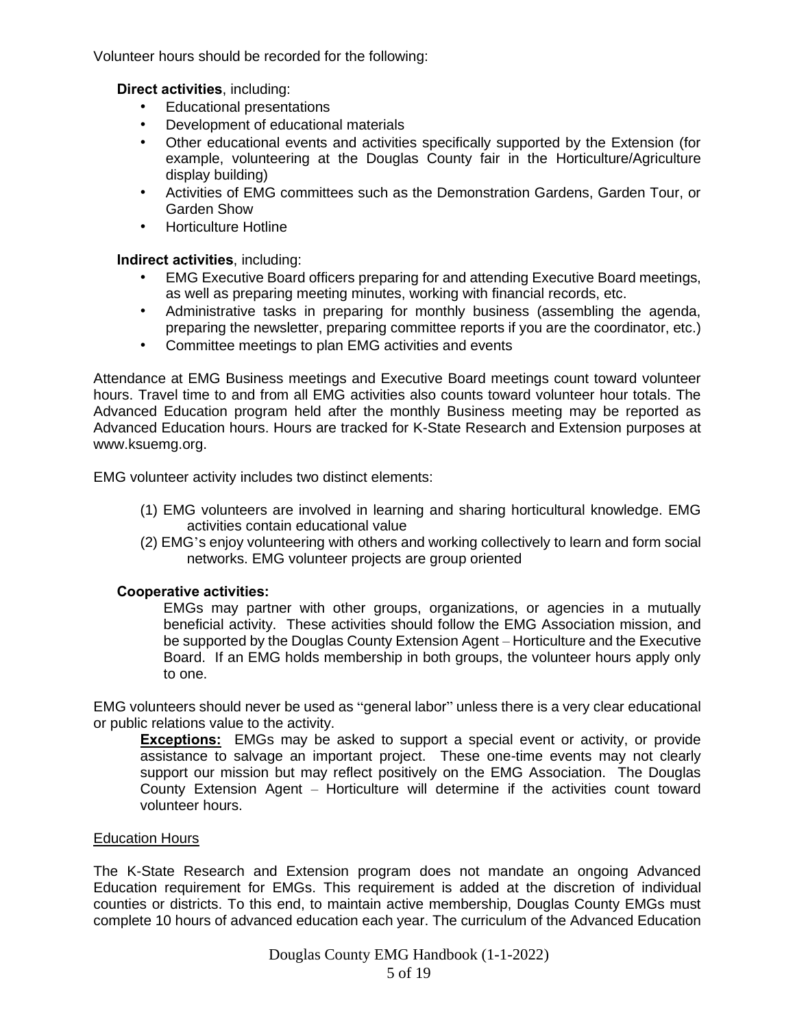Volunteer hours should be recorded for the following:

**Direct activities**, including:

- Educational presentations
- Development of educational materials
- Other educational events and activities specifically supported by the Extension (for example, volunteering at the Douglas County fair in the Horticulture/Agriculture display building)
- Activities of EMG committees such as the Demonstration Gardens, Garden Tour, or Garden Show
- Horticulture Hotline

**Indirect activities**, including:

- EMG Executive Board officers preparing for and attending Executive Board meetings, as well as preparing meeting minutes, working with financial records, etc.
- Administrative tasks in preparing for monthly business (assembling the agenda, preparing the newsletter, preparing committee reports if you are the coordinator, etc.)
- Committee meetings to plan EMG activities and events

Attendance at EMG Business meetings and Executive Board meetings count toward volunteer hours. Travel time to and from all EMG activities also counts toward volunteer hour totals. The Advanced Education program held after the monthly Business meeting may be reported as Advanced Education hours. Hours are tracked for K-State Research and Extension purposes at www.ksuemg.org.

EMG volunteer activity includes two distinct elements:

(1) EMG volunteers are involved in learning and sharing horticultural knowledge. EMG activities contain educational value
(2) EMG's enjoy volunteering with others and working collectively to learn and form social networks. EMG volunteer projects are group oriented

**Cooperative activities:**

EMGs may partner with other groups, organizations, or agencies in a mutually beneficial activity. These activities should follow the EMG Association mission, and be supported by the Douglas County Extension Agent – Horticulture and the Executive Board. If an EMG holds membership in both groups, the volunteer hours apply only to one.

EMG volunteers should never be used as "general labor" unless there is a very clear educational or public relations value to the activity.

**Exceptions:** EMGs may be asked to support a special event or activity, or provide assistance to salvage an important project. These one-time events may not clearly support our mission but may reflect positively on the EMG Association. The Douglas County Extension Agent – Horticulture will determine if the activities count toward volunteer hours.

## Education Hours

The K-State Research and Extension program does not mandate an ongoing Advanced Education requirement for EMGs. This requirement is added at the discretion of individual counties or districts. To this end, to maintain active membership, Douglas County EMGs must complete 10 hours of advanced education each year. The curriculum of the Advanced Education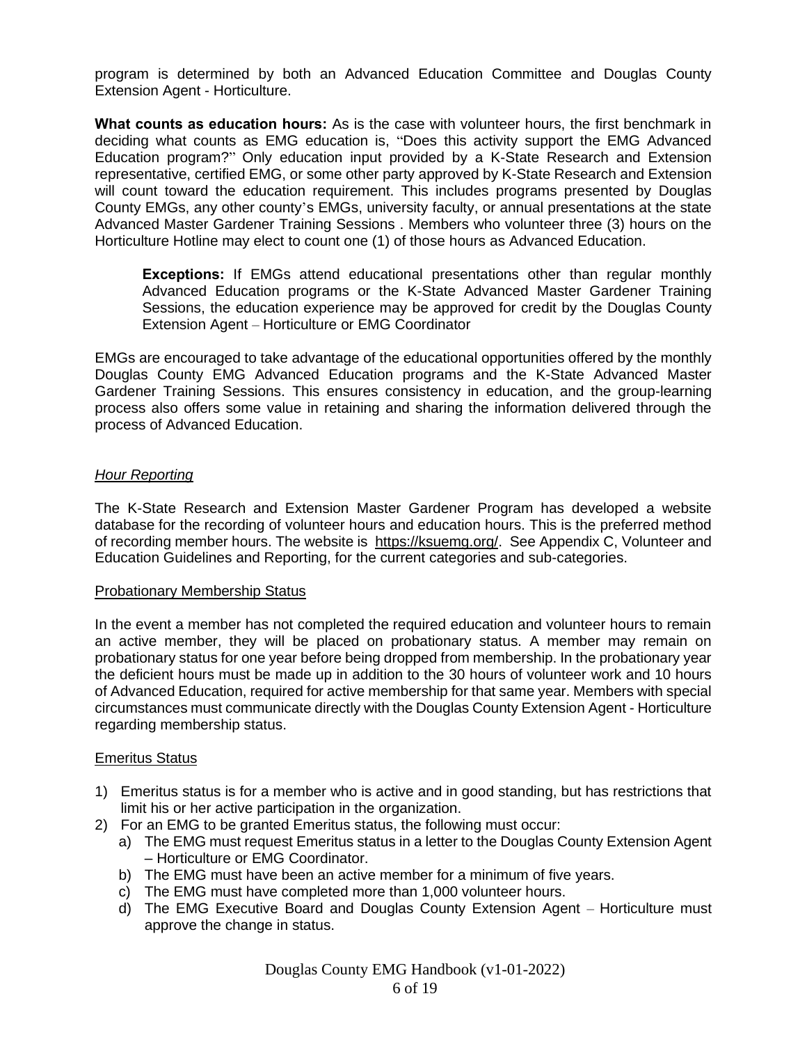program is determined by both an Advanced Education Committee and Douglas County Extension Agent - Horticulture.

**What counts as education hours:** As is the case with volunteer hours, the first benchmark in deciding what counts as EMG education is, "Does this activity support the EMG Advanced Education program?" Only education input provided by a K-State Research and Extension representative, certified EMG, or some other party approved by K-State Research and Extension will count toward the education requirement. This includes programs presented by Douglas County EMGs, any other county's EMGs, university faculty, or annual presentations at the state Advanced Master Gardener Training Sessions . Members who volunteer three (3) hours on the Horticulture Hotline may elect to count one (1) of those hours as Advanced Education.

> **Exceptions:** If EMGs attend educational presentations other than regular monthly Advanced Education programs or the K-State Advanced Master Gardener Training Sessions, the education experience may be approved for credit by the Douglas County Extension Agent – Horticulture or EMG Coordinator

EMGs are encouraged to take advantage of the educational opportunities offered by the monthly Douglas County EMG Advanced Education programs and the K-State Advanced Master Gardener Training Sessions. This ensures consistency in education, and the group-learning process also offers some value in retaining and sharing the information delivered through the process of Advanced Education.

### *Hour Reporting*

The K-State Research and Extension Master Gardener Program has developed a website database for the recording of volunteer hours and education hours. This is the preferred method of recording member hours. The website is https://ksuemg.org/. See Appendix C, Volunteer and Education Guidelines and Reporting, for the current categories and sub-categories.

#### Probationary Membership Status

In the event a member has not completed the required education and volunteer hours to remain an active member, they will be placed on probationary status. A member may remain on probationary status for one year before being dropped from membership. In the probationary year the deficient hours must be made up in addition to the 30 hours of volunteer work and 10 hours of Advanced Education, required for active membership for that same year. Members with special circumstances must communicate directly with the Douglas County Extension Agent - Horticulture regarding membership status.

#### Emeritus Status

1) Emeritus status is for a member who is active and in good standing, but has restrictions that limit his or her active participation in the organization.
2) For an EMG to be granted Emeritus status, the following must occur:
   a) The EMG must request Emeritus status in a letter to the Douglas County Extension Agent – Horticulture or EMG Coordinator.
   b) The EMG must have been an active member for a minimum of five years.
   c) The EMG must have completed more than 1,000 volunteer hours.
   d) The EMG Executive Board and Douglas County Extension Agent – Horticulture must approve the change in status.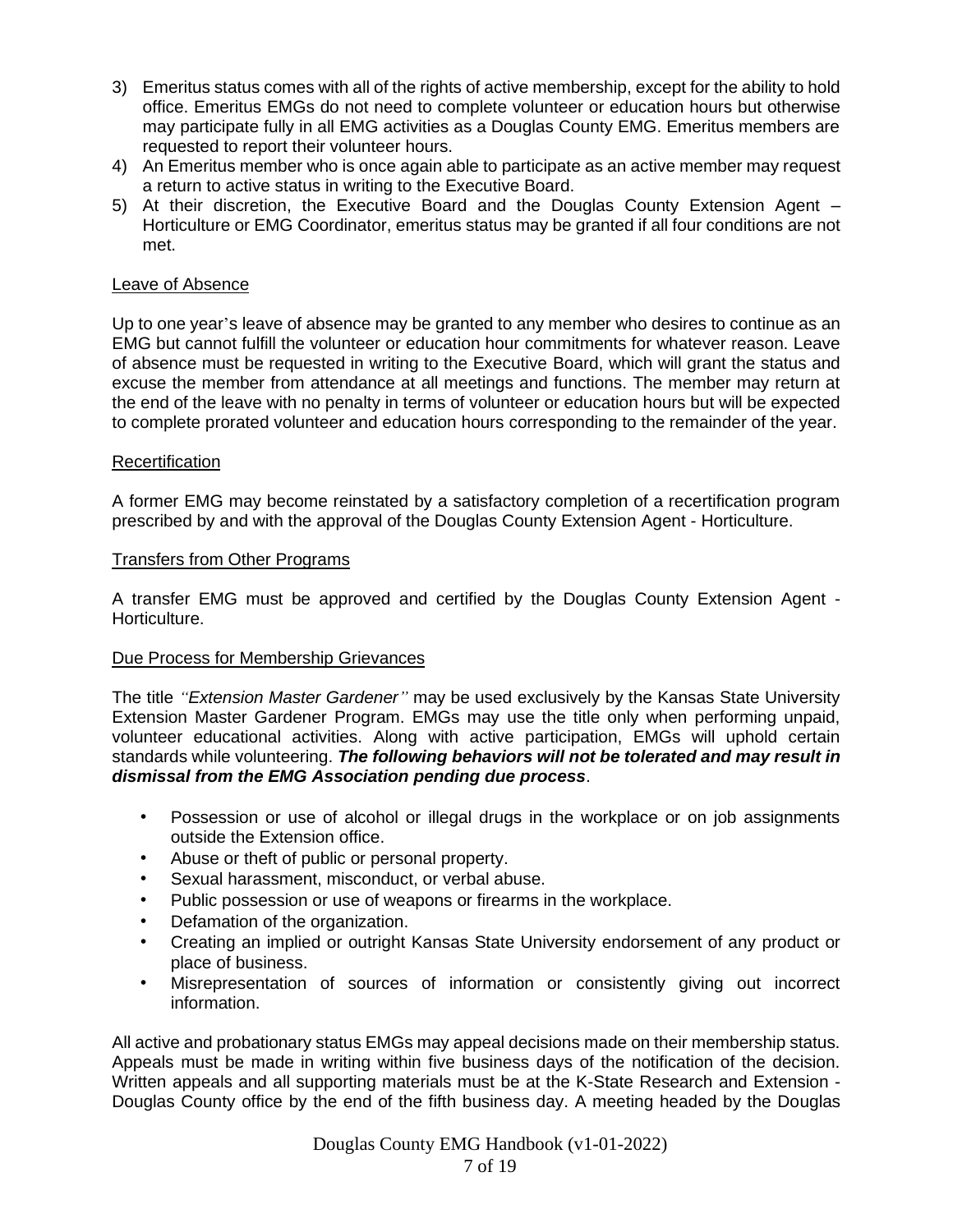3) Emeritus status comes with all of the rights of active membership, except for the ability to hold office. Emeritus EMGs do not need to complete volunteer or education hours but otherwise may participate fully in all EMG activities as a Douglas County EMG. Emeritus members are requested to report their volunteer hours.
4) An Emeritus member who is once again able to participate as an active member may request a return to active status in writing to the Executive Board.
5) At their discretion, the Executive Board and the Douglas County Extension Agent – Horticulture or EMG Coordinator, emeritus status may be granted if all four conditions are not met.

## Leave of Absence

Up to one year's leave of absence may be granted to any member who desires to continue as an EMG but cannot fulfill the volunteer or education hour commitments for whatever reason. Leave of absence must be requested in writing to the Executive Board, which will grant the status and excuse the member from attendance at all meetings and functions. The member may return at the end of the leave with no penalty in terms of volunteer or education hours but will be expected to complete prorated volunteer and education hours corresponding to the remainder of the year.

## Recertification

A former EMG may become reinstated by a satisfactory completion of a recertification program prescribed by and with the approval of the Douglas County Extension Agent - Horticulture.

## Transfers from Other Programs

A transfer EMG must be approved and certified by the Douglas County Extension Agent - Horticulture.

## Due Process for Membership Grievances

The title *''Extension Master Gardener''* may be used exclusively by the Kansas State University Extension Master Gardener Program. EMGs may use the title only when performing unpaid, volunteer educational activities. Along with active participation, EMGs will uphold certain standards while volunteering. ***The following behaviors will not be tolerated and may result in dismissal from the EMG Association pending due process***.

- Possession or use of alcohol or illegal drugs in the workplace or on job assignments outside the Extension office.
- Abuse or theft of public or personal property.
- Sexual harassment, misconduct, or verbal abuse.
- Public possession or use of weapons or firearms in the workplace.
- Defamation of the organization.
- Creating an implied or outright Kansas State University endorsement of any product or place of business.
- Misrepresentation of sources of information or consistently giving out incorrect information.

All active and probationary status EMGs may appeal decisions made on their membership status. Appeals must be made in writing within five business days of the notification of the decision. Written appeals and all supporting materials must be at the K-State Research and Extension - Douglas County office by the end of the fifth business day. A meeting headed by the Douglas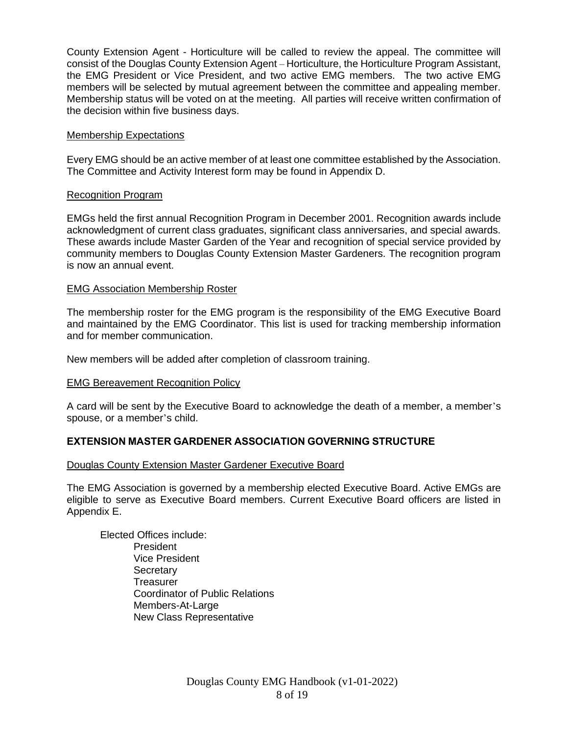County Extension Agent - Horticulture will be called to review the appeal. The committee will consist of the Douglas County Extension Agent – Horticulture, the Horticulture Program Assistant, the EMG President or Vice President, and two active EMG members. The two active EMG members will be selected by mutual agreement between the committee and appealing member. Membership status will be voted on at the meeting. All parties will receive written confirmation of the decision within five business days.

<u>Membership Expectations</u>

Every EMG should be an active member of at least one committee established by the Association. The Committee and Activity Interest form may be found in Appendix D.

<u>Recognition Program</u>

EMGs held the first annual Recognition Program in December 2001. Recognition awards include acknowledgment of current class graduates, significant class anniversaries, and special awards. These awards include Master Garden of the Year and recognition of special service provided by community members to Douglas County Extension Master Gardeners. The recognition program is now an annual event.

<u>EMG Association Membership Roster</u>

The membership roster for the EMG program is the responsibility of the EMG Executive Board and maintained by the EMG Coordinator. This list is used for tracking membership information and for member communication.

New members will be added after completion of classroom training.

<u>EMG Bereavement Recognition Policy</u>

A card will be sent by the Executive Board to acknowledge the death of a member, a member's spouse, or a member's child.

## EXTENSION MASTER GARDENER ASSOCIATION GOVERNING STRUCTURE

<u>Douglas County Extension Master Gardener Executive Board</u>

The EMG Association is governed by a membership elected Executive Board. Active EMGs are eligible to serve as Executive Board members. Current Executive Board officers are listed in Appendix E.

Elected Offices include:

- President
- Vice President
- Secretary
- Treasurer
- Coordinator of Public Relations
- Members-At-Large
- New Class Representative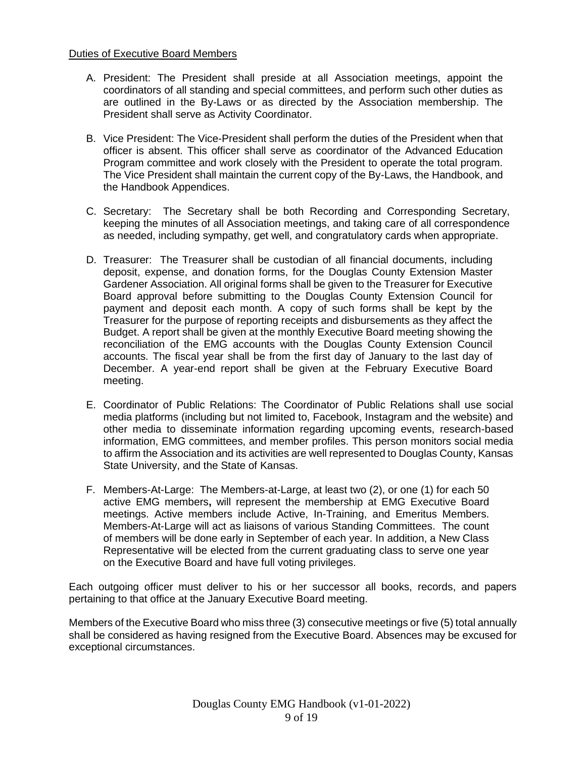Duties of Executive Board Members

A. President: The President shall preside at all Association meetings, appoint the coordinators of all standing and special committees, and perform such other duties as are outlined in the By-Laws or as directed by the Association membership. The President shall serve as Activity Coordinator.

B. Vice President: The Vice-President shall perform the duties of the President when that officer is absent. This officer shall serve as coordinator of the Advanced Education Program committee and work closely with the President to operate the total program. The Vice President shall maintain the current copy of the By-Laws, the Handbook, and the Handbook Appendices.

C. Secretary: The Secretary shall be both Recording and Corresponding Secretary, keeping the minutes of all Association meetings, and taking care of all correspondence as needed, including sympathy, get well, and congratulatory cards when appropriate.

D. Treasurer: The Treasurer shall be custodian of all financial documents, including deposit, expense, and donation forms, for the Douglas County Extension Master Gardener Association. All original forms shall be given to the Treasurer for Executive Board approval before submitting to the Douglas County Extension Council for payment and deposit each month. A copy of such forms shall be kept by the Treasurer for the purpose of reporting receipts and disbursements as they affect the Budget. A report shall be given at the monthly Executive Board meeting showing the reconciliation of the EMG accounts with the Douglas County Extension Council accounts. The fiscal year shall be from the first day of January to the last day of December. A year-end report shall be given at the February Executive Board meeting.

E. Coordinator of Public Relations: The Coordinator of Public Relations shall use social media platforms (including but not limited to, Facebook, Instagram and the website) and other media to disseminate information regarding upcoming events, research-based information, EMG committees, and member profiles. This person monitors social media to affirm the Association and its activities are well represented to Douglas County, Kansas State University, and the State of Kansas.

F. Members-At-Large: The Members-at-Large, at least two (2), or one (1) for each 50 active EMG members**,** will represent the membership at EMG Executive Board meetings. Active members include Active, In-Training, and Emeritus Members. Members-At-Large will act as liaisons of various Standing Committees. The count of members will be done early in September of each year. In addition, a New Class Representative will be elected from the current graduating class to serve one year on the Executive Board and have full voting privileges.

Each outgoing officer must deliver to his or her successor all books, records, and papers pertaining to that office at the January Executive Board meeting.

Members of the Executive Board who miss three (3) consecutive meetings or five (5) total annually shall be considered as having resigned from the Executive Board. Absences may be excused for exceptional circumstances.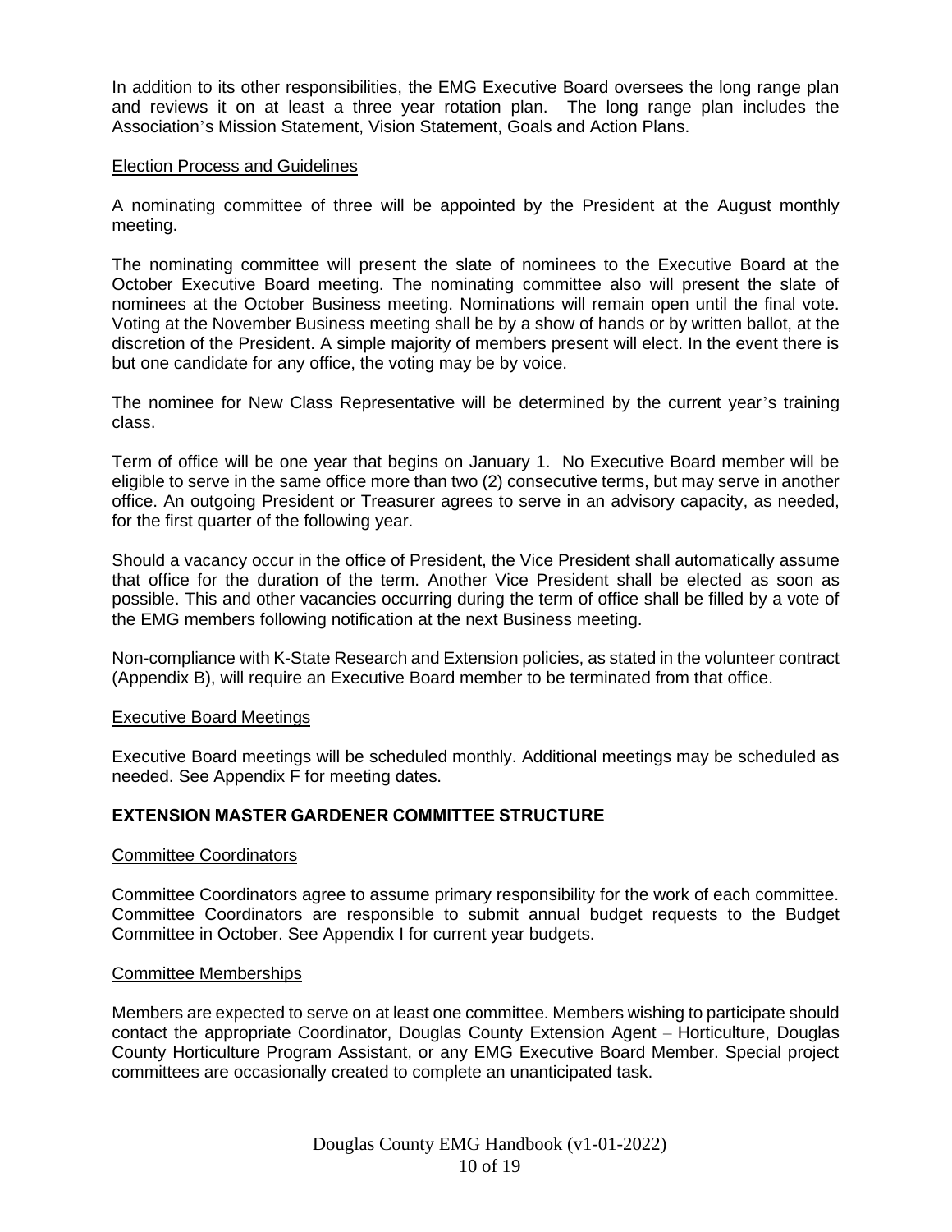In addition to its other responsibilities, the EMG Executive Board oversees the long range plan and reviews it on at least a three year rotation plan. The long range plan includes the Association's Mission Statement, Vision Statement, Goals and Action Plans.

### Election Process and Guidelines

A nominating committee of three will be appointed by the President at the August monthly meeting.

The nominating committee will present the slate of nominees to the Executive Board at the October Executive Board meeting. The nominating committee also will present the slate of nominees at the October Business meeting. Nominations will remain open until the final vote. Voting at the November Business meeting shall be by a show of hands or by written ballot, at the discretion of the President. A simple majority of members present will elect. In the event there is but one candidate for any office, the voting may be by voice.

The nominee for New Class Representative will be determined by the current year's training class.

Term of office will be one year that begins on January 1. No Executive Board member will be eligible to serve in the same office more than two (2) consecutive terms, but may serve in another office. An outgoing President or Treasurer agrees to serve in an advisory capacity, as needed, for the first quarter of the following year.

Should a vacancy occur in the office of President, the Vice President shall automatically assume that office for the duration of the term. Another Vice President shall be elected as soon as possible. This and other vacancies occurring during the term of office shall be filled by a vote of the EMG members following notification at the next Business meeting.

Non-compliance with K-State Research and Extension policies, as stated in the volunteer contract (Appendix B), will require an Executive Board member to be terminated from that office.

### Executive Board Meetings

Executive Board meetings will be scheduled monthly. Additional meetings may be scheduled as needed. See Appendix F for meeting dates.

## EXTENSION MASTER GARDENER COMMITTEE STRUCTURE

### Committee Coordinators

Committee Coordinators agree to assume primary responsibility for the work of each committee. Committee Coordinators are responsible to submit annual budget requests to the Budget Committee in October. See Appendix I for current year budgets.

### Committee Memberships

Members are expected to serve on at least one committee. Members wishing to participate should contact the appropriate Coordinator, Douglas County Extension Agent – Horticulture, Douglas County Horticulture Program Assistant, or any EMG Executive Board Member. Special project committees are occasionally created to complete an unanticipated task.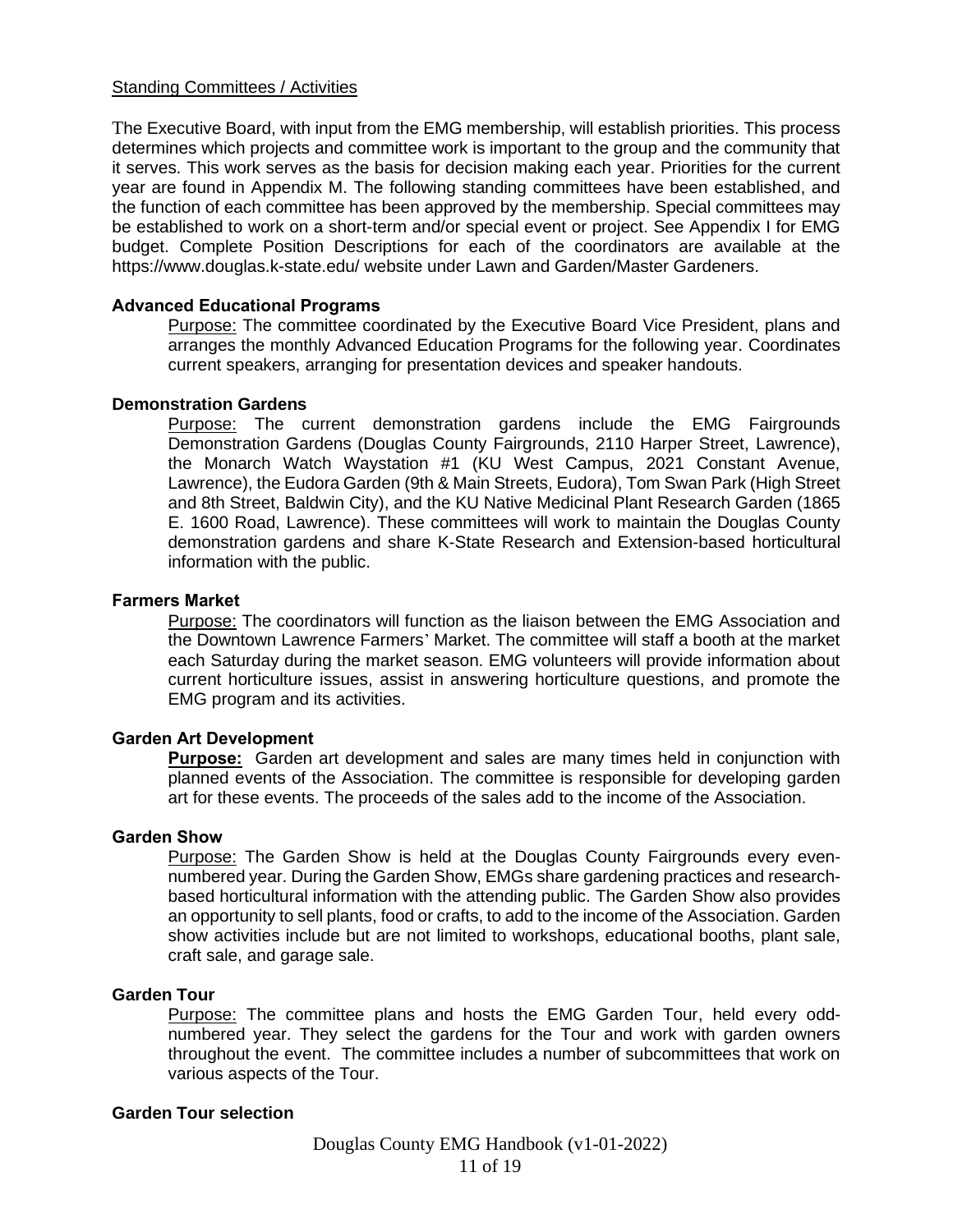Standing Committees / Activities

The Executive Board, with input from the EMG membership, will establish priorities. This process determines which projects and committee work is important to the group and the community that it serves. This work serves as the basis for decision making each year. Priorities for the current year are found in Appendix M. The following standing committees have been established, and the function of each committee has been approved by the membership. Special committees may be established to work on a short-term and/or special event or project. See Appendix I for EMG budget. Complete Position Descriptions for each of the coordinators are available at the https://www.douglas.k-state.edu/ website under Lawn and Garden/Master Gardeners.

**Advanced Educational Programs**

Purpose: The committee coordinated by the Executive Board Vice President, plans and arranges the monthly Advanced Education Programs for the following year. Coordinates current speakers, arranging for presentation devices and speaker handouts.

**Demonstration Gardens**

Purpose: The current demonstration gardens include the EMG Fairgrounds Demonstration Gardens (Douglas County Fairgrounds, 2110 Harper Street, Lawrence), the Monarch Watch Waystation #1 (KU West Campus, 2021 Constant Avenue, Lawrence), the Eudora Garden (9th & Main Streets, Eudora), Tom Swan Park (High Street and 8th Street, Baldwin City), and the KU Native Medicinal Plant Research Garden (1865 E. 1600 Road, Lawrence). These committees will work to maintain the Douglas County demonstration gardens and share K-State Research and Extension-based horticultural information with the public.

**Farmers Market**

Purpose: The coordinators will function as the liaison between the EMG Association and the Downtown Lawrence Farmers' Market. The committee will staff a booth at the market each Saturday during the market season. EMG volunteers will provide information about current horticulture issues, assist in answering horticulture questions, and promote the EMG program and its activities.

**Garden Art Development**

**Purpose:** Garden art development and sales are many times held in conjunction with planned events of the Association. The committee is responsible for developing garden art for these events. The proceeds of the sales add to the income of the Association.

**Garden Show**

Purpose: The Garden Show is held at the Douglas County Fairgrounds every even-numbered year. During the Garden Show, EMGs share gardening practices and research-based horticultural information with the attending public. The Garden Show also provides an opportunity to sell plants, food or crafts, to add to the income of the Association. Garden show activities include but are not limited to workshops, educational booths, plant sale, craft sale, and garage sale.

**Garden Tour**

Purpose: The committee plans and hosts the EMG Garden Tour, held every odd-numbered year. They select the gardens for the Tour and work with garden owners throughout the event. The committee includes a number of subcommittees that work on various aspects of the Tour.

**Garden Tour selection**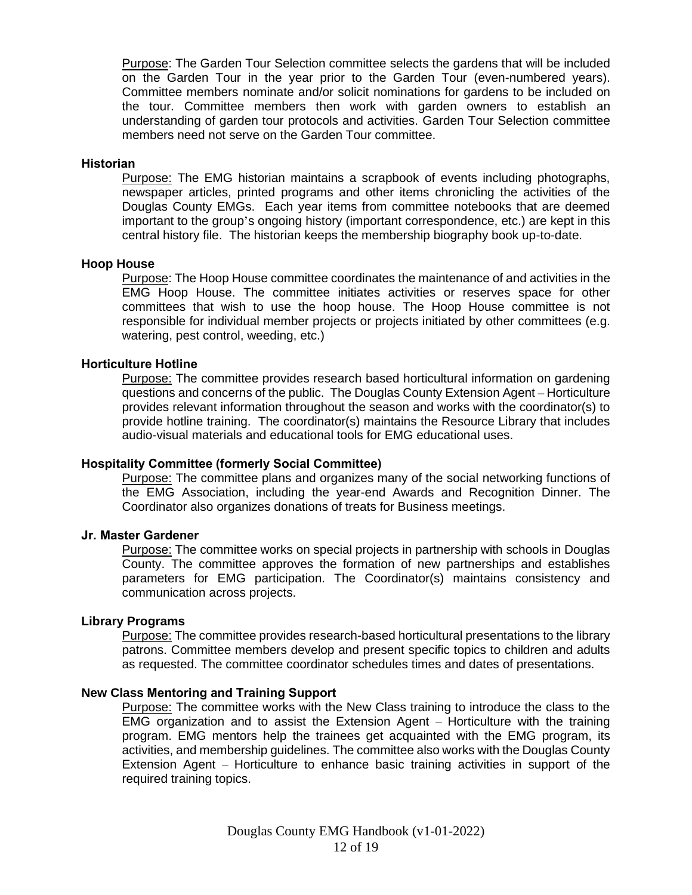Purpose: The Garden Tour Selection committee selects the gardens that will be included on the Garden Tour in the year prior to the Garden Tour (even-numbered years). Committee members nominate and/or solicit nominations for gardens to be included on the tour. Committee members then work with garden owners to establish an understanding of garden tour protocols and activities. Garden Tour Selection committee members need not serve on the Garden Tour committee.

**Historian**

Purpose: The EMG historian maintains a scrapbook of events including photographs, newspaper articles, printed programs and other items chronicling the activities of the Douglas County EMGs. Each year items from committee notebooks that are deemed important to the group's ongoing history (important correspondence, etc.) are kept in this central history file. The historian keeps the membership biography book up-to-date.

**Hoop House**

Purpose: The Hoop House committee coordinates the maintenance of and activities in the EMG Hoop House. The committee initiates activities or reserves space for other committees that wish to use the hoop house. The Hoop House committee is not responsible for individual member projects or projects initiated by other committees (e.g. watering, pest control, weeding, etc.)

**Horticulture Hotline**

Purpose: The committee provides research based horticultural information on gardening questions and concerns of the public. The Douglas County Extension Agent – Horticulture provides relevant information throughout the season and works with the coordinator(s) to provide hotline training. The coordinator(s) maintains the Resource Library that includes audio-visual materials and educational tools for EMG educational uses.

**Hospitality Committee (formerly Social Committee)**

Purpose: The committee plans and organizes many of the social networking functions of the EMG Association, including the year-end Awards and Recognition Dinner. The Coordinator also organizes donations of treats for Business meetings.

**Jr. Master Gardener**

Purpose: The committee works on special projects in partnership with schools in Douglas County. The committee approves the formation of new partnerships and establishes parameters for EMG participation. The Coordinator(s) maintains consistency and communication across projects.

**Library Programs**

Purpose: The committee provides research-based horticultural presentations to the library patrons. Committee members develop and present specific topics to children and adults as requested. The committee coordinator schedules times and dates of presentations.

**New Class Mentoring and Training Support**

Purpose: The committee works with the New Class training to introduce the class to the EMG organization and to assist the Extension Agent – Horticulture with the training program. EMG mentors help the trainees get acquainted with the EMG program, its activities, and membership guidelines. The committee also works with the Douglas County Extension Agent – Horticulture to enhance basic training activities in support of the required training topics.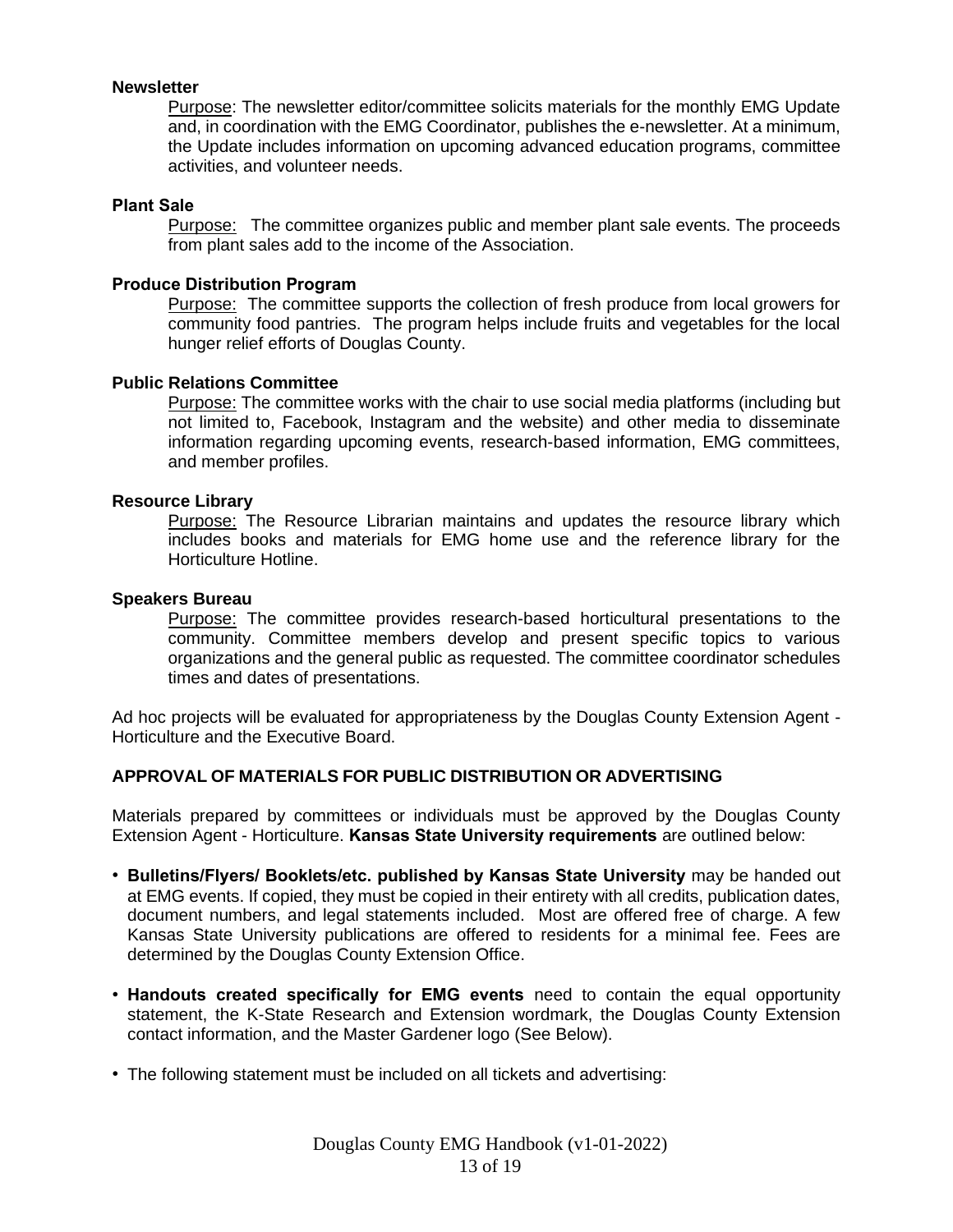**Newsletter**

<u>Purpose</u>: The newsletter editor/committee solicits materials for the monthly EMG Update and, in coordination with the EMG Coordinator, publishes the e-newsletter. At a minimum, the Update includes information on upcoming advanced education programs, committee activities, and volunteer needs.

**Plant Sale**

<u>Purpose:</u> The committee organizes public and member plant sale events. The proceeds from plant sales add to the income of the Association.

**Produce Distribution Program**

<u>Purpose:</u> The committee supports the collection of fresh produce from local growers for community food pantries. The program helps include fruits and vegetables for the local hunger relief efforts of Douglas County.

**Public Relations Committee**

<u>Purpose:</u> The committee works with the chair to use social media platforms (including but not limited to, Facebook, Instagram and the website) and other media to disseminate information regarding upcoming events, research-based information, EMG committees, and member profiles.

**Resource Library**

<u>Purpose:</u> The Resource Librarian maintains and updates the resource library which includes books and materials for EMG home use and the reference library for the Horticulture Hotline.

**Speakers Bureau**

<u>Purpose:</u> The committee provides research-based horticultural presentations to the community. Committee members develop and present specific topics to various organizations and the general public as requested. The committee coordinator schedules times and dates of presentations.

Ad hoc projects will be evaluated for appropriateness by the Douglas County Extension Agent - Horticulture and the Executive Board.

**APPROVAL OF MATERIALS FOR PUBLIC DISTRIBUTION OR ADVERTISING**

Materials prepared by committees or individuals must be approved by the Douglas County Extension Agent - Horticulture. **Kansas State University requirements** are outlined below:

- **Bulletins/Flyers/ Booklets/etc. published by Kansas State University** may be handed out at EMG events. If copied, they must be copied in their entirety with all credits, publication dates, document numbers, and legal statements included. Most are offered free of charge. A few Kansas State University publications are offered to residents for a minimal fee. Fees are determined by the Douglas County Extension Office.

- **Handouts created specifically for EMG events** need to contain the equal opportunity statement, the K-State Research and Extension wordmark, the Douglas County Extension contact information, and the Master Gardener logo (See Below).

- The following statement must be included on all tickets and advertising: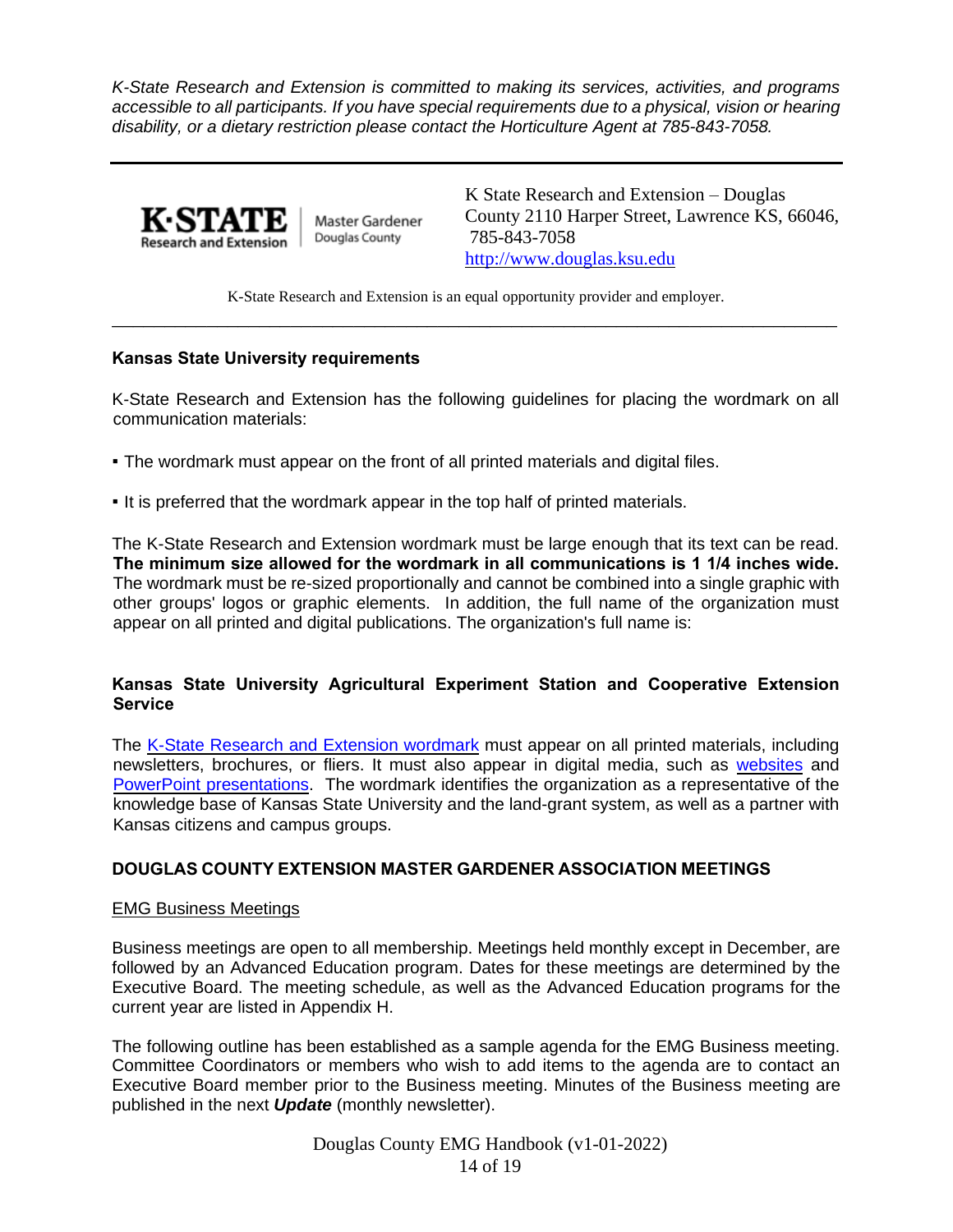*K-State Research and Extension is committed to making its services, activities, and programs accessible to all participants. If you have special requirements due to a physical, vision or hearing disability, or a dietary restriction please contact the Horticulture Agent at 785-843-7058.*

---

K·STATE Research and Extension | Master Gardener Douglas County

K State Research and Extension – Douglas County 2110 Harper Street, Lawrence KS, 66046, 785-843-7058
[http://www.douglas.ksu.edu](http://www.douglas.ksu.edu)

K-State Research and Extension is an equal opportunity provider and employer.

---

**Kansas State University requirements**

K-State Research and Extension has the following guidelines for placing the wordmark on all communication materials:

- The wordmark must appear on the front of all printed materials and digital files.
- It is preferred that the wordmark appear in the top half of printed materials.

The K-State Research and Extension wordmark must be large enough that its text can be read. **The minimum size allowed for the wordmark in all communications is 1 1/4 inches wide.** The wordmark must be re-sized proportionally and cannot be combined into a single graphic with other groups' logos or graphic elements. In addition, the full name of the organization must appear on all printed and digital publications. The organization's full name is:

**Kansas State University Agricultural Experiment Station and Cooperative Extension Service**

The K-State Research and Extension wordmark must appear on all printed materials, including newsletters, brochures, or fliers. It must also appear in digital media, such as websites and PowerPoint presentations. The wordmark identifies the organization as a representative of the knowledge base of Kansas State University and the land-grant system, as well as a partner with Kansas citizens and campus groups.

## DOUGLAS COUNTY EXTENSION MASTER GARDENER ASSOCIATION MEETINGS

EMG Business Meetings

Business meetings are open to all membership. Meetings held monthly except in December, are followed by an Advanced Education program. Dates for these meetings are determined by the Executive Board. The meeting schedule, as well as the Advanced Education programs for the current year are listed in Appendix H.

The following outline has been established as a sample agenda for the EMG Business meeting. Committee Coordinators or members who wish to add items to the agenda are to contact an Executive Board member prior to the Business meeting. Minutes of the Business meeting are published in the next ***Update*** (monthly newsletter).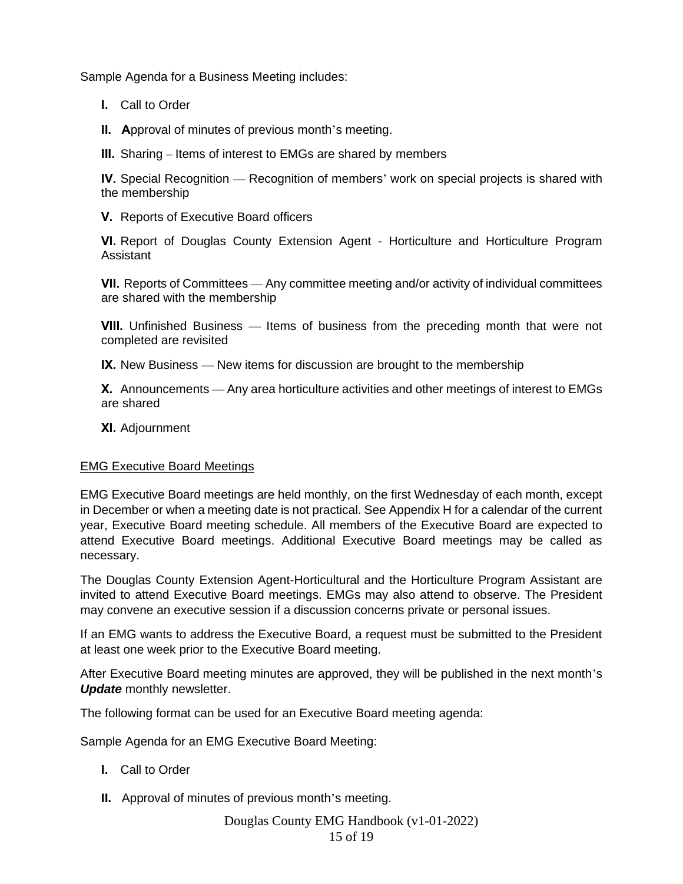Sample Agenda for a Business Meeting includes:

**I.** Call to Order

**II.** **A**pproval of minutes of previous month's meeting.

**III.** Sharing – Items of interest to EMGs are shared by members

**IV.** Special Recognition — Recognition of members' work on special projects is shared with the membership

**V.** Reports of Executive Board officers

**VI.** Report of Douglas County Extension Agent - Horticulture and Horticulture Program Assistant

**VII.** Reports of Committees — Any committee meeting and/or activity of individual committees are shared with the membership

**VIII.** Unfinished Business — Items of business from the preceding month that were not completed are revisited

**IX.** New Business — New items for discussion are brought to the membership

**X.** Announcements — Any area horticulture activities and other meetings of interest to EMGs are shared

**XI.** Adjournment

<u>EMG Executive Board Meetings</u>

EMG Executive Board meetings are held monthly, on the first Wednesday of each month, except in December or when a meeting date is not practical. See Appendix H for a calendar of the current year, Executive Board meeting schedule. All members of the Executive Board are expected to attend Executive Board meetings. Additional Executive Board meetings may be called as necessary.

The Douglas County Extension Agent-Horticultural and the Horticulture Program Assistant are invited to attend Executive Board meetings. EMGs may also attend to observe. The President may convene an executive session if a discussion concerns private or personal issues.

If an EMG wants to address the Executive Board, a request must be submitted to the President at least one week prior to the Executive Board meeting.

After Executive Board meeting minutes are approved, they will be published in the next month's ***Update*** monthly newsletter.

The following format can be used for an Executive Board meeting agenda:

Sample Agenda for an EMG Executive Board Meeting:

**I.** Call to Order

**II.** Approval of minutes of previous month's meeting.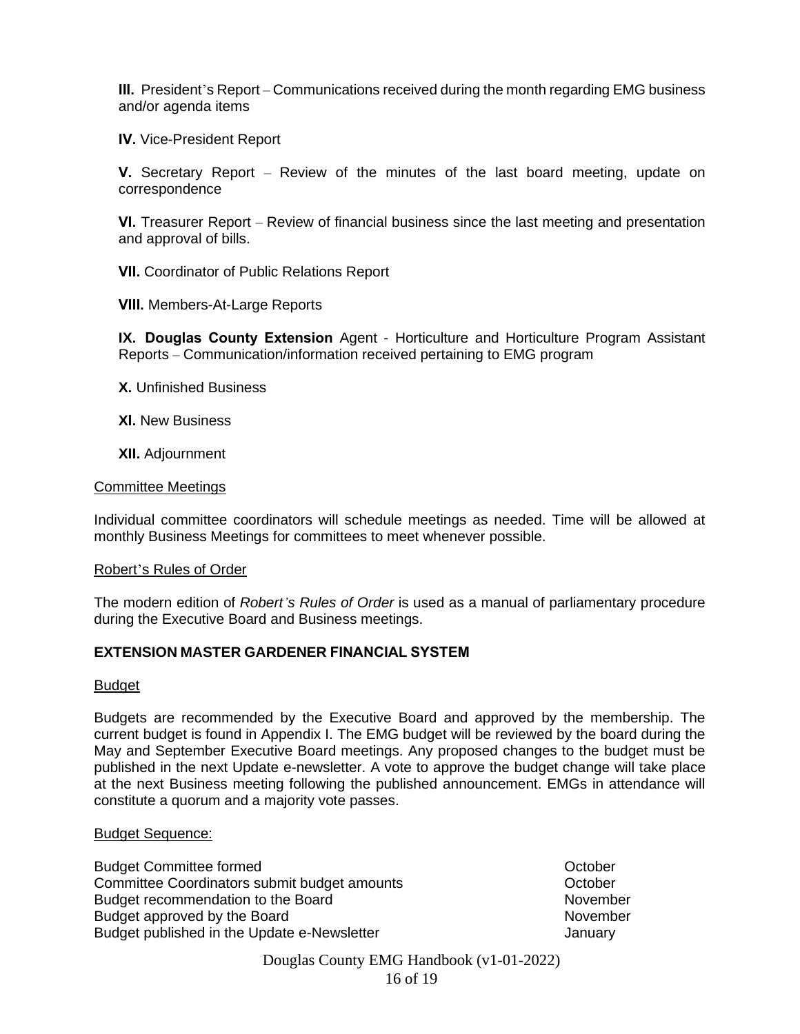**III.** President's Report – Communications received during the month regarding EMG business and/or agenda items

**IV.** Vice-President Report

**V.** Secretary Report – Review of the minutes of the last board meeting, update on correspondence

**VI.** Treasurer Report – Review of financial business since the last meeting and presentation and approval of bills.

**VII.** Coordinator of Public Relations Report

**VIII.** Members-At-Large Reports

**IX. Douglas County Extension** Agent - Horticulture and Horticulture Program Assistant Reports – Communication/information received pertaining to EMG program

**X.** Unfinished Business

**XI.** New Business

**XII.** Adjournment

Committee Meetings

Individual committee coordinators will schedule meetings as needed. Time will be allowed at monthly Business Meetings for committees to meet whenever possible.

Robert's Rules of Order

The modern edition of *Robert's Rules of Order* is used as a manual of parliamentary procedure during the Executive Board and Business meetings.

## EXTENSION MASTER GARDENER FINANCIAL SYSTEM

Budget

Budgets are recommended by the Executive Board and approved by the membership. The current budget is found in Appendix I. The EMG budget will be reviewed by the board during the May and September Executive Board meetings. Any proposed changes to the budget must be published in the next Update e-newsletter. A vote to approve the budget change will take place at the next Business meeting following the published announcement. EMGs in attendance will constitute a quorum and a majority vote passes.

Budget Sequence:

| | |
|---|---|
| Budget Committee formed | October |
| Committee Coordinators submit budget amounts | October |
| Budget recommendation to the Board | November |
| Budget approved by the Board | November |
| Budget published in the Update e-Newsletter | January |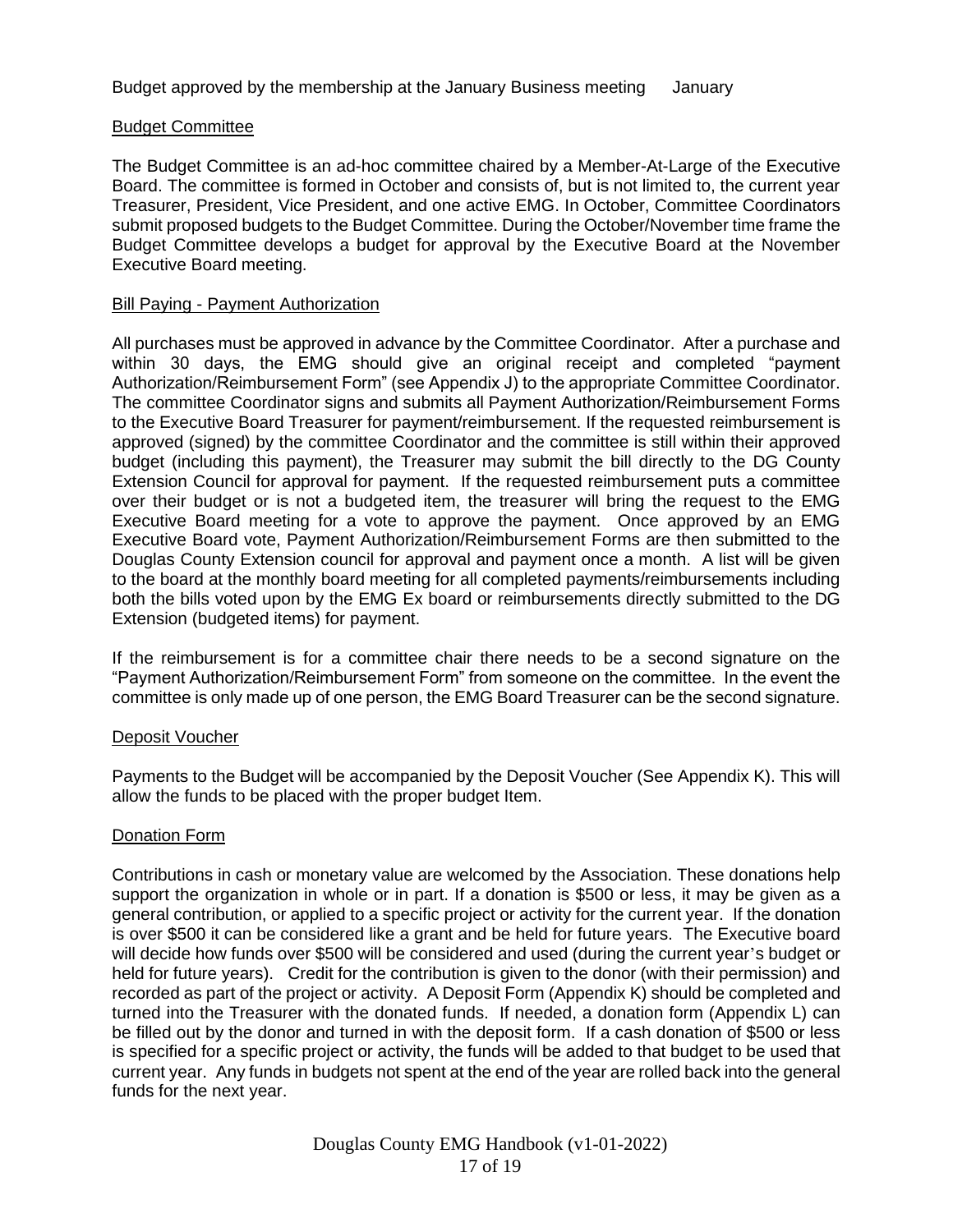Budget approved by the membership at the January Business meeting January

## Budget Committee

The Budget Committee is an ad-hoc committee chaired by a Member-At-Large of the Executive Board. The committee is formed in October and consists of, but is not limited to, the current year Treasurer, President, Vice President, and one active EMG. In October, Committee Coordinators submit proposed budgets to the Budget Committee. During the October/November time frame the Budget Committee develops a budget for approval by the Executive Board at the November Executive Board meeting.

## Bill Paying - Payment Authorization

All purchases must be approved in advance by the Committee Coordinator. After a purchase and within 30 days, the EMG should give an original receipt and completed "payment Authorization/Reimbursement Form" (see Appendix J) to the appropriate Committee Coordinator. The committee Coordinator signs and submits all Payment Authorization/Reimbursement Forms to the Executive Board Treasurer for payment/reimbursement. If the requested reimbursement is approved (signed) by the committee Coordinator and the committee is still within their approved budget (including this payment), the Treasurer may submit the bill directly to the DG County Extension Council for approval for payment. If the requested reimbursement puts a committee over their budget or is not a budgeted item, the treasurer will bring the request to the EMG Executive Board meeting for a vote to approve the payment. Once approved by an EMG Executive Board vote, Payment Authorization/Reimbursement Forms are then submitted to the Douglas County Extension council for approval and payment once a month. A list will be given to the board at the monthly board meeting for all completed payments/reimbursements including both the bills voted upon by the EMG Ex board or reimbursements directly submitted to the DG Extension (budgeted items) for payment.

If the reimbursement is for a committee chair there needs to be a second signature on the "Payment Authorization/Reimbursement Form" from someone on the committee. In the event the committee is only made up of one person, the EMG Board Treasurer can be the second signature.

## Deposit Voucher

Payments to the Budget will be accompanied by the Deposit Voucher (See Appendix K). This will allow the funds to be placed with the proper budget Item.

## Donation Form

Contributions in cash or monetary value are welcomed by the Association. These donations help support the organization in whole or in part. If a donation is $500 or less, it may be given as a general contribution, or applied to a specific project or activity for the current year. If the donation is over $500 it can be considered like a grant and be held for future years. The Executive board will decide how funds over $500 will be considered and used (during the current year's budget or held for future years). Credit for the contribution is given to the donor (with their permission) and recorded as part of the project or activity. A Deposit Form (Appendix K) should be completed and turned into the Treasurer with the donated funds. If needed, a donation form (Appendix L) can be filled out by the donor and turned in with the deposit form. If a cash donation of $500 or less is specified for a specific project or activity, the funds will be added to that budget to be used that current year. Any funds in budgets not spent at the end of the year are rolled back into the general funds for the next year.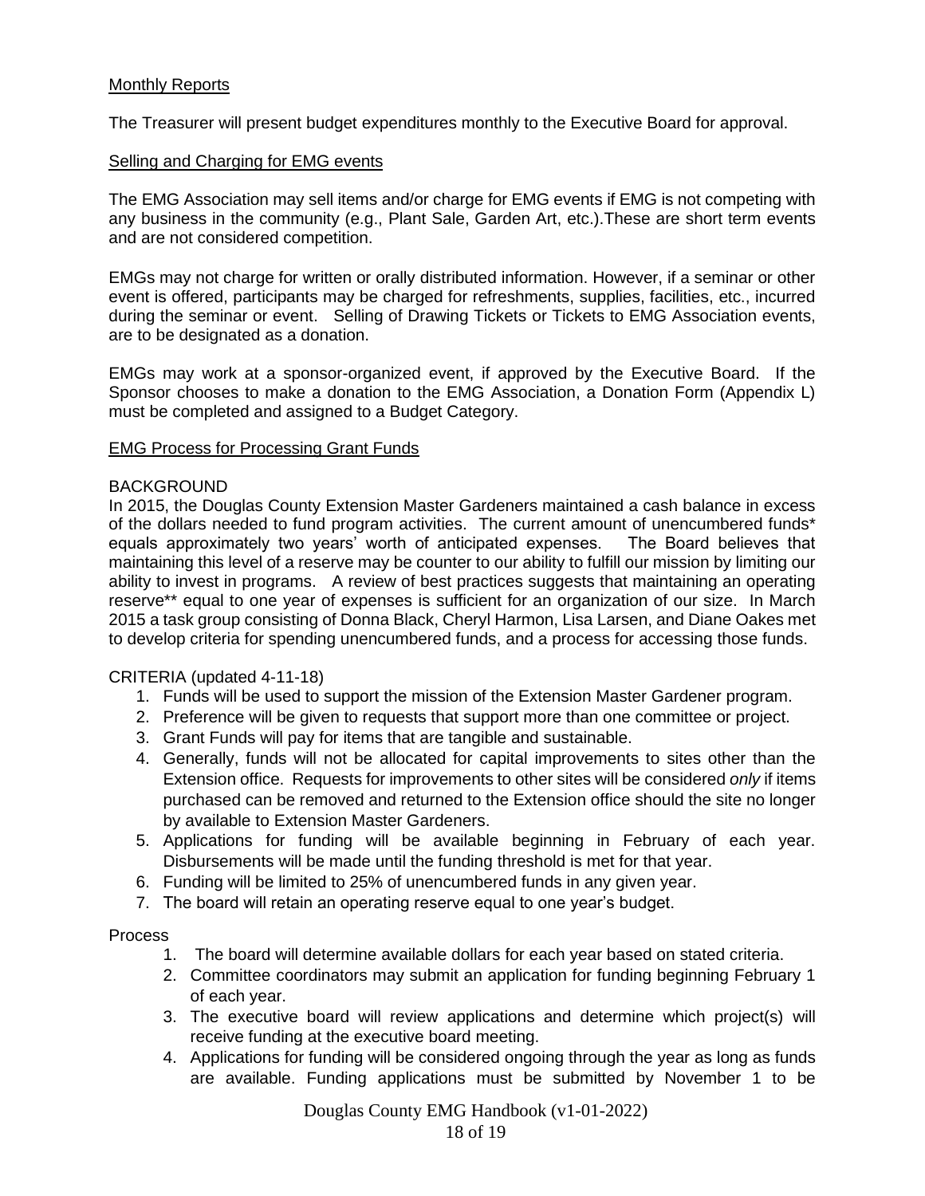Monthly Reports

The Treasurer will present budget expenditures monthly to the Executive Board for approval.

Selling and Charging for EMG events

The EMG Association may sell items and/or charge for EMG events if EMG is not competing with any business in the community (e.g., Plant Sale, Garden Art, etc.).These are short term events and are not considered competition.

EMGs may not charge for written or orally distributed information. However, if a seminar or other event is offered, participants may be charged for refreshments, supplies, facilities, etc., incurred during the seminar or event. Selling of Drawing Tickets or Tickets to EMG Association events, are to be designated as a donation.

EMGs may work at a sponsor-organized event, if approved by the Executive Board. If the Sponsor chooses to make a donation to the EMG Association, a Donation Form (Appendix L) must be completed and assigned to a Budget Category.

EMG Process for Processing Grant Funds

BACKGROUND

In 2015, the Douglas County Extension Master Gardeners maintained a cash balance in excess of the dollars needed to fund program activities. The current amount of unencumbered funds* equals approximately two years' worth of anticipated expenses. The Board believes that maintaining this level of a reserve may be counter to our ability to fulfill our mission by limiting our ability to invest in programs. A review of best practices suggests that maintaining an operating reserve** equal to one year of expenses is sufficient for an organization of our size. In March 2015 a task group consisting of Donna Black, Cheryl Harmon, Lisa Larsen, and Diane Oakes met to develop criteria for spending unencumbered funds, and a process for accessing those funds.

CRITERIA (updated 4-11-18)

1. Funds will be used to support the mission of the Extension Master Gardener program.
2. Preference will be given to requests that support more than one committee or project.
3. Grant Funds will pay for items that are tangible and sustainable.
4. Generally, funds will not be allocated for capital improvements to sites other than the Extension office. Requests for improvements to other sites will be considered *only* if items purchased can be removed and returned to the Extension office should the site no longer by available to Extension Master Gardeners.
5. Applications for funding will be available beginning in February of each year. Disbursements will be made until the funding threshold is met for that year.
6. Funding will be limited to 25% of unencumbered funds in any given year.
7. The board will retain an operating reserve equal to one year's budget.

Process

1. The board will determine available dollars for each year based on stated criteria.
2. Committee coordinators may submit an application for funding beginning February 1 of each year.
3. The executive board will review applications and determine which project(s) will receive funding at the executive board meeting.
4. Applications for funding will be considered ongoing through the year as long as funds are available. Funding applications must be submitted by November 1 to be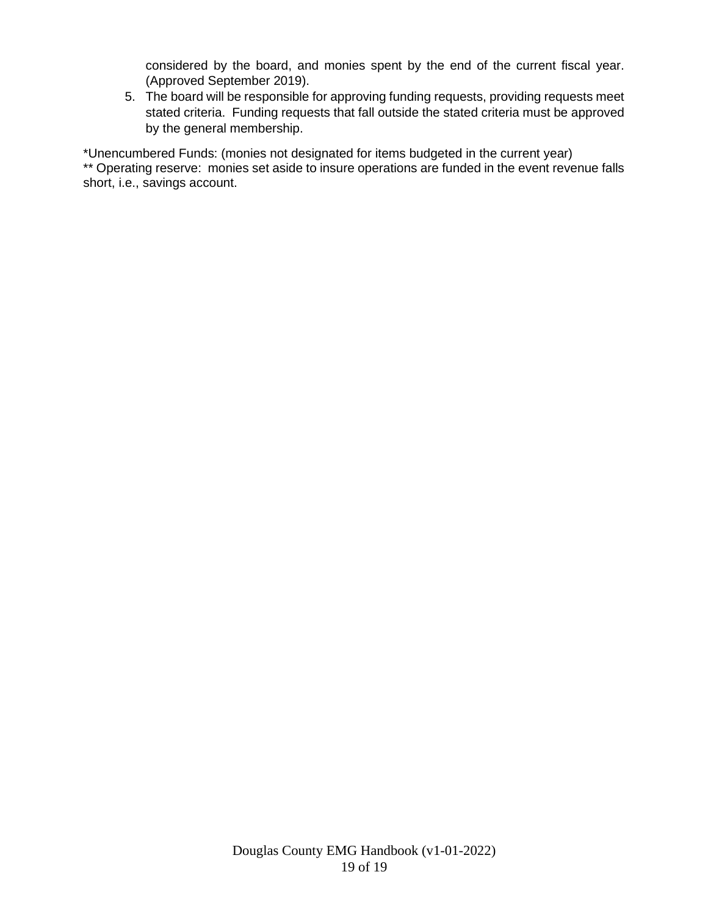considered by the board, and monies spent by the end of the current fiscal year. (Approved September 2019).

5. The board will be responsible for approving funding requests, providing requests meet stated criteria. Funding requests that fall outside the stated criteria must be approved by the general membership.

*Unencumbered Funds: (monies not designated for items budgeted in the current year)
** Operating reserve: monies set aside to insure operations are funded in the event revenue falls short, i.e., savings account.